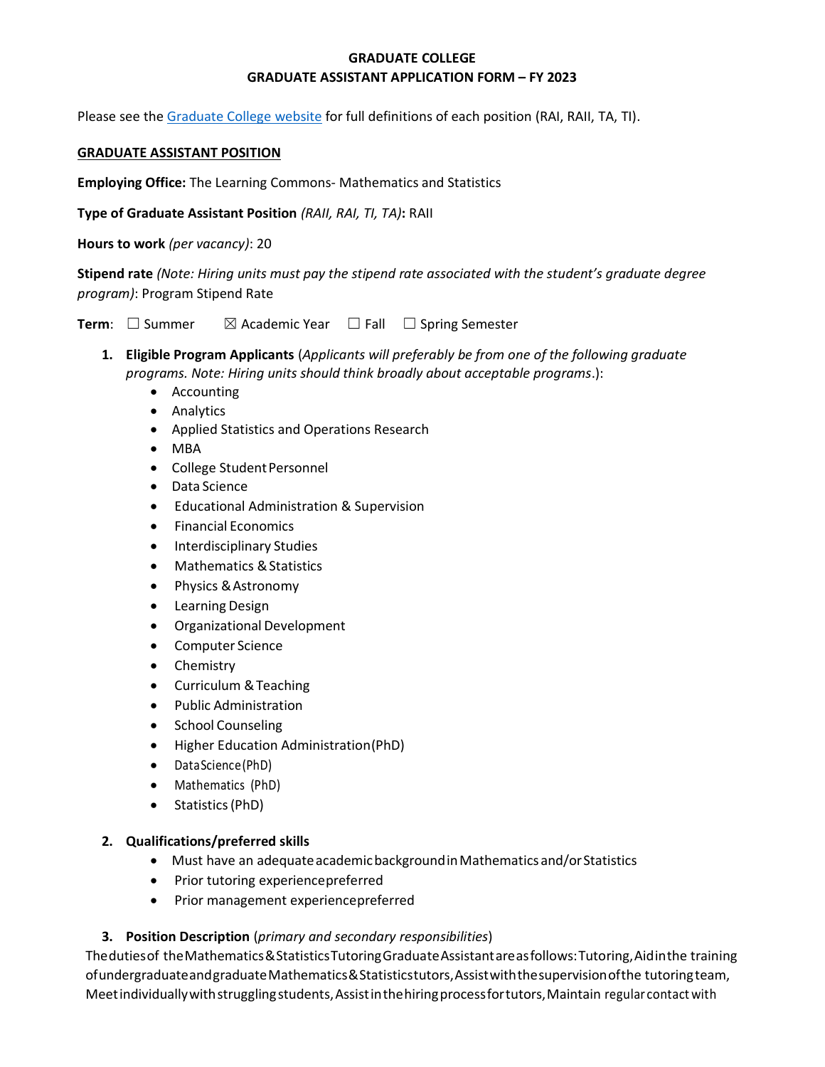**GRADUATE COLLEGE**
**GRADUATE ASSISTANT APPLICATION FORM – FY 2023**

Please see the [Graduate College website](#) for full definitions of each position (RAI, RAII, TA, TI).

**GRADUATE ASSISTANT POSITION**

**Employing Office:** The Learning Commons- Mathematics and Statistics

**Type of Graduate Assistant Position** *(RAII, RAI, TI, TA)***:** RAII

**Hours to work** *(per vacancy)*: 20

**Stipend rate** *(Note: Hiring units must pay the stipend rate associated with the student's graduate degree program)*: Program Stipend Rate

**Term**: ☐ Summer ☒ Academic Year ☐ Fall ☐ Spring Semester

1. **Eligible Program Applicants** (*Applicants will preferably be from one of the following graduate programs. Note: Hiring units should think broadly about acceptable programs*.):
    - Accounting
    - Analytics
    - Applied Statistics and Operations Research
    - MBA
    - College Student Personnel
    - Data Science
    - Educational Administration & Supervision
    - Financial Economics
    - Interdisciplinary Studies
    - Mathematics & Statistics
    - Physics & Astronomy
    - Learning Design
    - Organizational Development
    - Computer Science
    - Chemistry
    - Curriculum & Teaching
    - Public Administration
    - School Counseling
    - Higher Education Administration(PhD)
    - Data Science (PhD)
    - Mathematics (PhD)
    - Statistics (PhD)

2. **Qualifications/preferred skills**
    - Must have an adequate academic background in Mathematics and/or Statistics
    - Prior tutoring experience preferred
    - Prior management experience preferred

3. **Position Description** (*primary and secondary responsibilities*)

The duties of the Mathematics & Statistics Tutoring Graduate Assistant are as follows: Tutoring, Aid in the training of undergraduate and graduate Mathematics & Statistics tutors, Assist with the supervision of the tutoring team, Meet individually with struggling students, Assist in the hiring process for tutors, Maintain regular contact with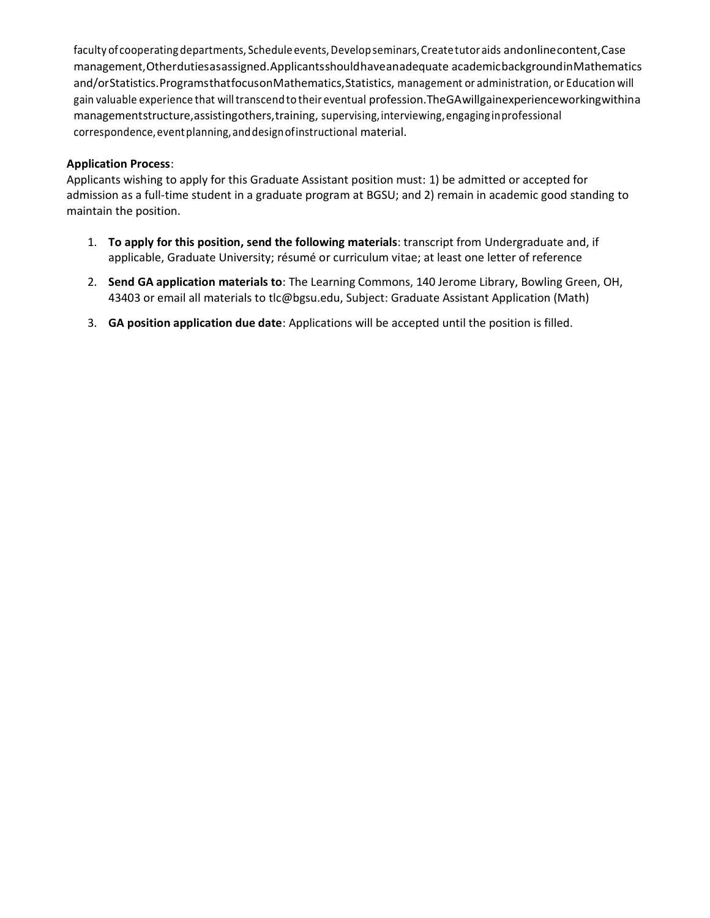faculty of cooperating departments, Schedule events, Develop seminars, Create tutor aids and online content, Case management, Other duties as assigned. Applicants should have an adequate academic background in Mathematics and/or Statistics. Programs that focus on Mathematics, Statistics, management or administration, or Education will gain valuable experience that will transcend to their eventual profession. The GA will gain experience working within a management structure, assisting others, training, supervising, interviewing, engaging in professional correspondence, event planning, and design of instructional material.

**Application Process**:
Applicants wishing to apply for this Graduate Assistant position must: 1) be admitted or accepted for admission as a full-time student in a graduate program at BGSU; and 2) remain in academic good standing to maintain the position.

1. **To apply for this position, send the following materials**: transcript from Undergraduate and, if applicable, Graduate University; résumé or curriculum vitae; at least one letter of reference
2. **Send GA application materials to**: The Learning Commons, 140 Jerome Library, Bowling Green, OH, 43403 or email all materials to tlc@bgsu.edu, Subject: Graduate Assistant Application (Math)
3. **GA position application due date**: Applications will be accepted until the position is filled.